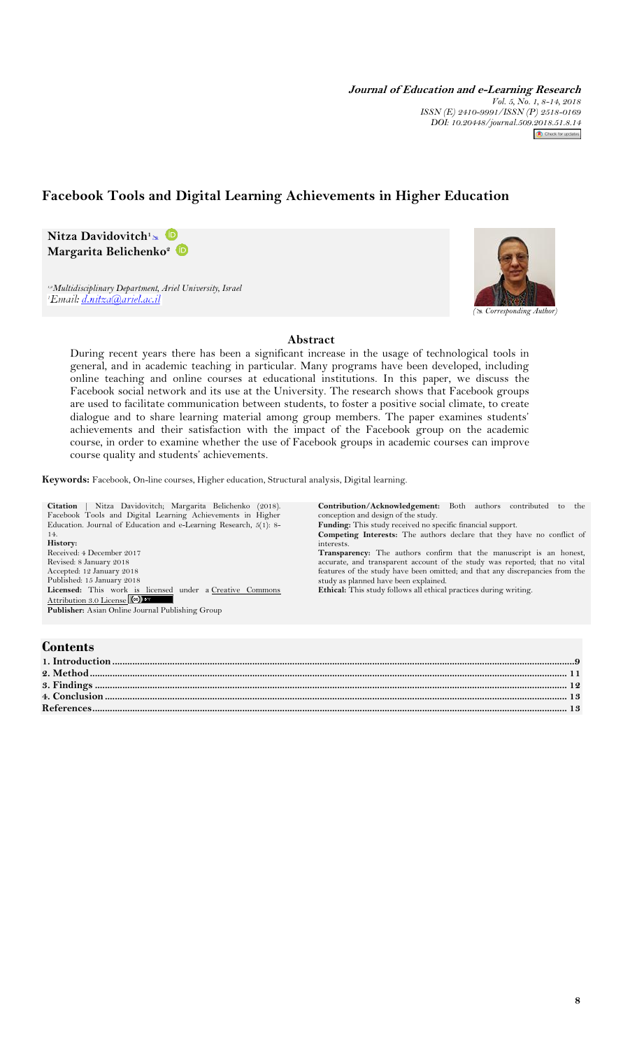# Facebook Tools and Digital Learning Achievements in Higher Education

**Nitza Davidovitch**[1] 
**Margarita Belichenko**[2]

[1,2]*Multidisciplinary Department, Ariel University, Israel*
[1]*Email: d.nitza@ariel.ac.il*

*(Corresponding Author)*

## Abstract

During recent years there has been a significant increase in the usage of technological tools in general, and in academic teaching in particular. Many programs have been developed, including online teaching and online courses at educational institutions. In this paper, we discuss the Facebook social network and its use at the University. The research shows that Facebook groups are used to facilitate communication between students, to foster a positive social climate, to create dialogue and to share learning material among group members. The paper examines students' achievements and their satisfaction with the impact of the Facebook group on the academic course, in order to examine whether the use of Facebook groups in academic courses can improve course quality and students' achievements.

**Keywords:** Facebook, On-line courses, Higher education, Structural analysis, Digital learning.

**Citation** | Nitza Davidovitch; Margarita Belichenko (2018). Facebook Tools and Digital Learning Achievements in Higher Education. Journal of Education and e-Learning Research, 5(1): 8-14.

**History:**
Received: 4 December 2017
Revised: 8 January 2018
Accepted: 12 January 2018
Published: 15 January 2018

**Licensed:** This work is licensed under a Creative Commons Attribution 3.0 License

**Publisher:** Asian Online Journal Publishing Group

**Contribution/Acknowledgement:** Both authors contributed to the conception and design of the study.

**Funding:** This study received no specific financial support.

**Competing Interests:** The authors declare that they have no conflict of interests.

**Transparency:** The authors confirm that the manuscript is an honest, accurate, and transparent account of the study was reported; that no vital features of the study have been omitted; and that any discrepancies from the study as planned have been explained.

**Ethical:** This study follows all ethical practices during writing.

## Contents

| | |
|---|---|
| 1. Introduction | 9 |
| 2. Method | 11 |
| 3. Findings | 12 |
| 4. Conclusion | 13 |
| References | 13 |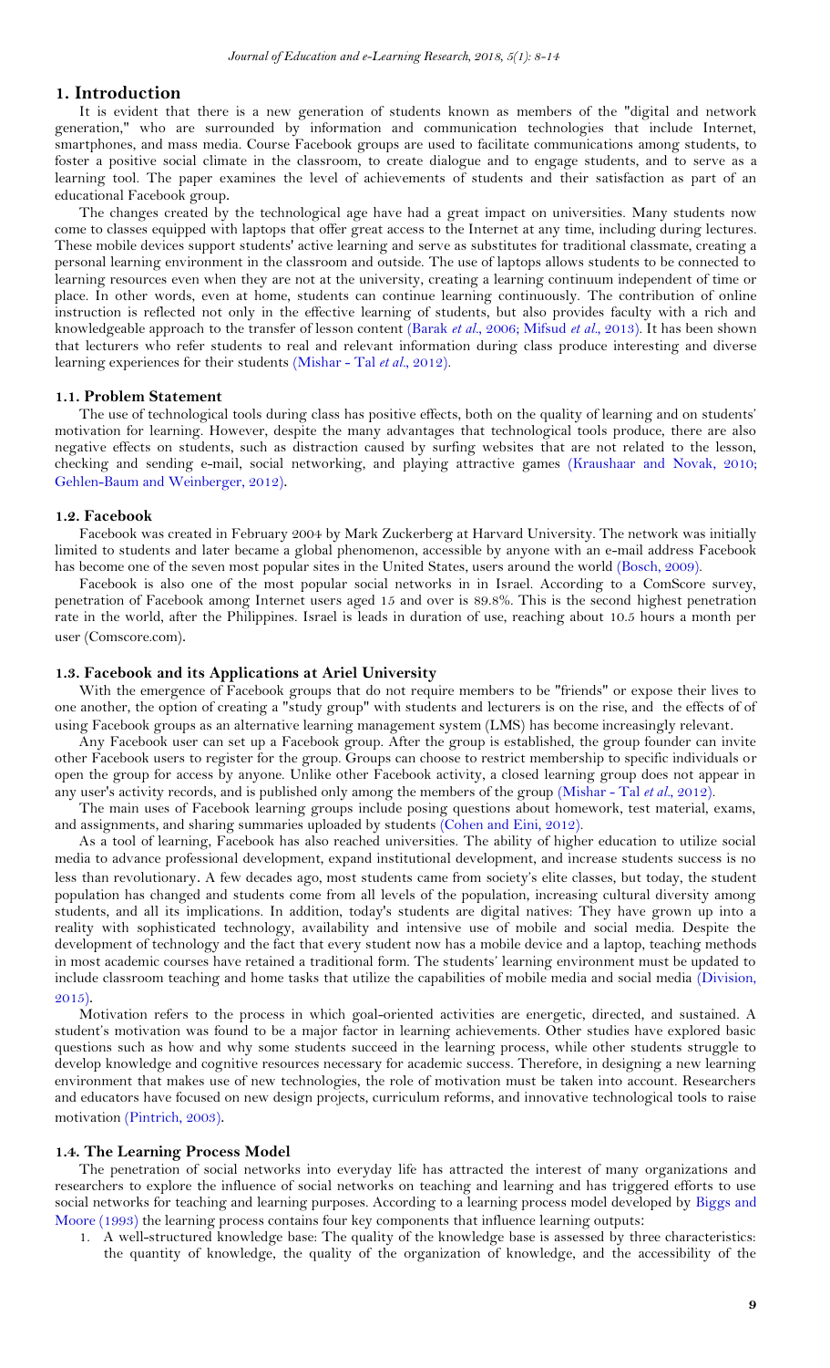## 1. Introduction

It is evident that there is a new generation of students known as members of the "digital and network generation," who are surrounded by information and communication technologies that include Internet, smartphones, and mass media. Course Facebook groups are used to facilitate communications among students, to foster a positive social climate in the classroom, to create dialogue and to engage students, and to serve as a learning tool. The paper examines the level of achievements of students and their satisfaction as part of an educational Facebook group.

The changes created by the technological age have had a great impact on universities. Many students now come to classes equipped with laptops that offer great access to the Internet at any time, including during lectures. These mobile devices support students' active learning and serve as substitutes for traditional classmate, creating a personal learning environment in the classroom and outside. The use of laptops allows students to be connected to learning resources even when they are not at the university, creating a learning continuum independent of time or place. In other words, even at home, students can continue learning continuously. The contribution of online instruction is reflected not only in the effective learning of students, but also provides faculty with a rich and knowledgeable approach to the transfer of lesson content (Barak *et al.*, 2006; Mifsud *et al.*, 2013). It has been shown that lecturers who refer students to real and relevant information during class produce interesting and diverse learning experiences for their students (Mishar - Tal *et al.*, 2012).

### 1.1. Problem Statement

The use of technological tools during class has positive effects, both on the quality of learning and on students' motivation for learning. However, despite the many advantages that technological tools produce, there are also negative effects on students, such as distraction caused by surfing websites that are not related to the lesson, checking and sending e-mail, social networking, and playing attractive games (Kraushaar and Novak, 2010; Gehlen-Baum and Weinberger, 2012).

### 1.2. Facebook

Facebook was created in February 2004 by Mark Zuckerberg at Harvard University. The network was initially limited to students and later became a global phenomenon, accessible by anyone with an e-mail address Facebook has become one of the seven most popular sites in the United States, users around the world (Bosch, 2009).

Facebook is also one of the most popular social networks in in Israel. According to a ComScore survey, penetration of Facebook among Internet users aged 15 and over is 89.8%. This is the second highest penetration rate in the world, after the Philippines. Israel is leads in duration of use, reaching about 10.5 hours a month per user (Comscore.com).

### 1.3. Facebook and its Applications at Ariel University

With the emergence of Facebook groups that do not require members to be "friends" or expose their lives to one another, the option of creating a "study group" with students and lecturers is on the rise, and the effects of of using Facebook groups as an alternative learning management system (LMS) has become increasingly relevant.

Any Facebook user can set up a Facebook group. After the group is established, the group founder can invite other Facebook users to register for the group. Groups can choose to restrict membership to specific individuals or open the group for access by anyone. Unlike other Facebook activity, a closed learning group does not appear in any user's activity records, and is published only among the members of the group (Mishar - Tal *et al.*, 2012).

The main uses of Facebook learning groups include posing questions about homework, test material, exams, and assignments, and sharing summaries uploaded by students (Cohen and Eini, 2012).

As a tool of learning, Facebook has also reached universities. The ability of higher education to utilize social media to advance professional development, expand institutional development, and increase students success is no less than revolutionary. A few decades ago, most students came from society's elite classes, but today, the student population has changed and students come from all levels of the population, increasing cultural diversity among students, and all its implications. In addition, today's students are digital natives: They have grown up into a reality with sophisticated technology, availability and intensive use of mobile and social media. Despite the development of technology and the fact that every student now has a mobile device and a laptop, teaching methods in most academic courses have retained a traditional form. The students' learning environment must be updated to include classroom teaching and home tasks that utilize the capabilities of mobile media and social media (Division, 2015).

Motivation refers to the process in which goal-oriented activities are energetic, directed, and sustained. A student's motivation was found to be a major factor in learning achievements. Other studies have explored basic questions such as how and why some students succeed in the learning process, while other students struggle to develop knowledge and cognitive resources necessary for academic success. Therefore, in designing a new learning environment that makes use of new technologies, the role of motivation must be taken into account. Researchers and educators have focused on new design projects, curriculum reforms, and innovative technological tools to raise motivation (Pintrich, 2003).

### 1.4. The Learning Process Model

The penetration of social networks into everyday life has attracted the interest of many organizations and researchers to explore the influence of social networks on teaching and learning and has triggered efforts to use social networks for teaching and learning purposes. According to a learning process model developed by Biggs and Moore (1993) the learning process contains four key components that influence learning outputs:

1. A well-structured knowledge base: The quality of the knowledge base is assessed by three characteristics: the quantity of knowledge, the quality of the organization of knowledge, and the accessibility of the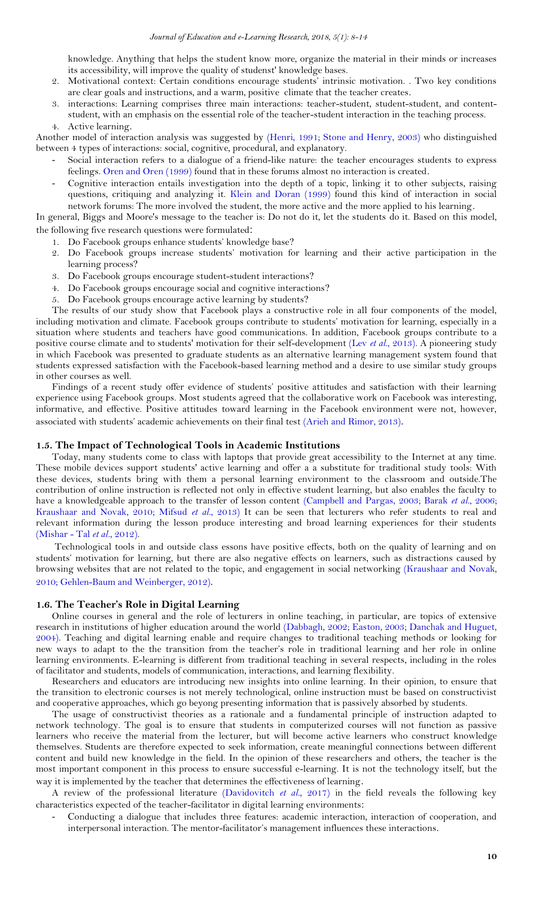knowledge. Anything that helps the student know more, organize the material in their minds or increases its accessibility, will improve the quality of studenst' knowledge bases.

2. Motivational context: Certain conditions encourage students' intrinsic motivation. . Two key conditions are clear goals and instructions, and a warm, positive climate that the teacher creates.
3. interactions: Learning comprises three main interactions: teacher-student, student-student, and content-student, with an emphasis on the essential role of the teacher-student interaction in the teaching process.
4. Active learning.

Another model of interaction analysis was suggested by (Henri, 1991; Stone and Henry, 2003) who distinguished between 4 types of interactions: social, cognitive, procedural, and explanatory.

- Social interaction refers to a dialogue of a friend-like nature: the teacher encourages students to express feelings. Oren and Oren (1999) found that in these forums almost no interaction is created.
- Cognitive interaction entails investigation into the depth of a topic, linking it to other subjects, raising questions, critiquing and analyzing it. Klein and Doran (1999) found this kind of interaction in social network forums: The more involved the student, the more active and the more applied to his learning.

In general, Biggs and Moore's message to the teacher is: Do not do it, let the students do it. Based on this model, the following five research questions were formulated:

1. Do Facebook groups enhance students' knowledge base?
2. Do Facebook groups increase students' motivation for learning and their active participation in the learning process?
3. Do Facebook groups encourage student-student interactions?
4. Do Facebook groups encourage social and cognitive interactions?
5. Do Facebook groups encourage active learning by students?

The results of our study show that Facebook plays a constructive role in all four components of the model, including motivation and climate. Facebook groups contribute to students' motivation for learning, especially in a situation where students and teachers have good communications. In addition, Facebook groups contribute to a positive course climate and to students' motivation for their self-development (Lev *et al.*, 2013). A pioneering study in which Facebook was presented to graduate students as an alternative learning management system found that students expressed satisfaction with the Facebook-based learning method and a desire to use similar study groups in other courses as well.

Findings of a recent study offer evidence of students' positive attitudes and satisfaction with their learning experience using Facebook groups. Most students agreed that the collaborative work on Facebook was interesting, informative, and effective. Positive attitudes toward learning in the Facebook environment were not, however, associated with students' academic achievements on their final test (Arieh and Rimor, 2013).

### 1.5. The Impact of Technological Tools in Academic Institutions

Today, many students come to class with laptops that provide great accessibility to the Internet at any time. These mobile devices support students' active learning and offer a a substitute for traditional study tools: With these devices, students bring with them a personal learning environment to the classroom and outside.The contribution of online instruction is reflected not only in effective student learning, but also enables the faculty to have a knowledgeable approach to the transfer of lesson content (Campbell and Pargas, 2003; Barak *et al.*, 2006; Kraushaar and Novak, 2010; Mifsud *et al.*, 2013) It can be seen that lecturers who refer students to real and relevant information during the lesson produce interesting and broad learning experiences for their students (Mishar - Tal *et al.*, 2012).

Technological tools in and outside class essons have positive effects, both on the quality of learning and on students' motivation for learning, but there are also negative effects on learners, such as distractions caused by browsing websites that are not related to the topic, and engagement in social networking (Kraushaar and Novak, 2010; Gehlen-Baum and Weinberger, 2012).

### 1.6. The Teacher's Role in Digital Learning

Online courses in general and the role of lecturers in online teaching, in particular, are topics of extensive research in institutions of higher education around the world (Dabbagh, 2002; Easton, 2003; Danchak and Huguet, 2004). Teaching and digital learning enable and require changes to traditional teaching methods or looking for new ways to adapt to the the transition from the teacher's role in traditional learning and her role in online learning environments. E-learning is different from traditional teaching in several respects, including in the roles of facilitator and students, models of communication, interactions, and learning flexibility.

Researchers and educators are introducing new insights into online learning. In their opinion, to ensure that the transition to electronic courses is not merely technological, online instruction must be based on constructivist and cooperative approaches, which go beyong presenting information that is passively absorbed by students.

The usage of constructivist theories as a rationale and a fundamental principle of instruction adapted to network technology. The goal is to ensure that students in computerized courses will not function as passive learners who receive the material from the lecturer, but will become active learners who construct knowledge themselves. Students are therefore expected to seek information, create meaningful connections between different content and build new knowledge in the field. In the opinion of these researchers and others, the teacher is the most important component in this process to ensure successful e-learning. It is not the technology itself, but the way it is implemented by the teacher that determines the effectiveness of learning.

A review of the professional literature (Davidovitch *et al.*, 2017) in the field reveals the following key characteristics expected of the teacher-facilitator in digital learning environments:

- Conducting a dialogue that includes three features: academic interaction, interaction of cooperation, and interpersonal interaction. The mentor-facilitator's management influences these interactions.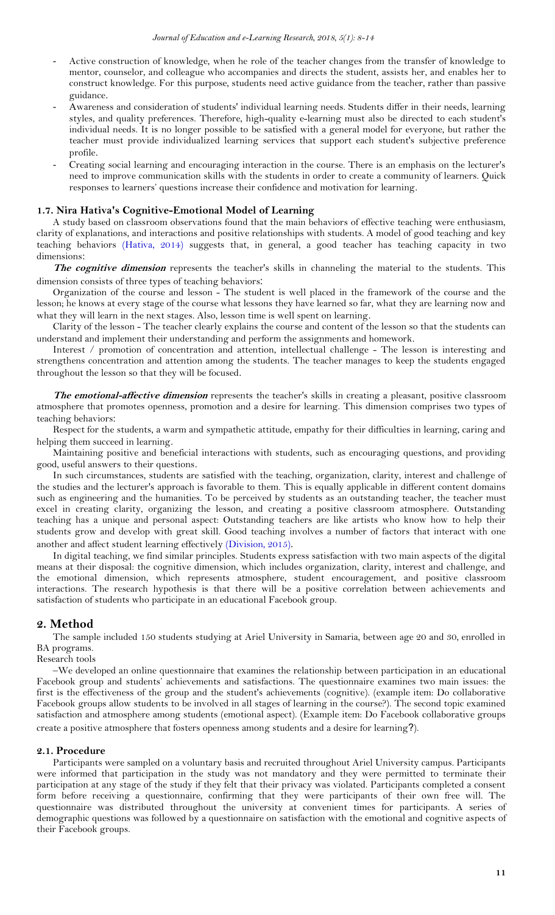- Active construction of knowledge, when he role of the teacher changes from the transfer of knowledge to mentor, counselor, and colleague who accompanies and directs the student, assists her, and enables her to construct knowledge. For this purpose, students need active guidance from the teacher, rather than passive guidance.
- Awareness and consideration of students' individual learning needs. Students differ in their needs, learning styles, and quality preferences. Therefore, high-quality e-learning must also be directed to each student's individual needs. It is no longer possible to be satisfied with a general model for everyone, but rather the teacher must provide individualized learning services that support each student's subjective preference profile.
- Creating social learning and encouraging interaction in the course. There is an emphasis on the lecturer's need to improve communication skills with the students in order to create a community of learners. Quick responses to learners' questions increase their confidence and motivation for learning.

### 1.7. Nira Hativa's Cognitive-Emotional Model of Learning

A study based on classroom observations found that the main behaviors of effective teaching were enthusiasm, clarity of explanations, and interactions and positive relationships with students. A model of good teaching and key teaching behaviors (Hativa, 2014) suggests that, in general, a good teacher has teaching capacity in two dimensions:

***The cognitive dimension*** represents the teacher's skills in channeling the material to the students. This dimension consists of three types of teaching behaviors:

Organization of the course and lesson - The student is well placed in the framework of the course and the lesson; he knows at every stage of the course what lessons they have learned so far, what they are learning now and what they will learn in the next stages. Also, lesson time is well spent on learning.

Clarity of the lesson - The teacher clearly explains the course and content of the lesson so that the students can understand and implement their understanding and perform the assignments and homework.

Interest / promotion of concentration and attention, intellectual challenge - The lesson is interesting and strengthens concentration and attention among the students. The teacher manages to keep the students engaged throughout the lesson so that they will be focused.

***The emotional-affective dimension*** represents the teacher's skills in creating a pleasant, positive classroom atmosphere that promotes openness, promotion and a desire for learning. This dimension comprises two types of teaching behaviors:

Respect for the students, a warm and sympathetic attitude, empathy for their difficulties in learning, caring and helping them succeed in learning.

Maintaining positive and beneficial interactions with students, such as encouraging questions, and providing good, useful answers to their questions.

In such circumstances, students are satisfied with the teaching, organization, clarity, interest and challenge of the studies and the lecturer's approach is favorable to them. This is equally applicable in different content domains such as engineering and the humanities. To be perceived by students as an outstanding teacher, the teacher must excel in creating clarity, organizing the lesson, and creating a positive classroom atmosphere. Outstanding teaching has a unique and personal aspect: Outstanding teachers are like artists who know how to help their students grow and develop with great skill. Good teaching involves a number of factors that interact with one another and affect student learning effectively (Division, 2015).

In digital teaching, we find similar principles. Students express satisfaction with two main aspects of the digital means at their disposal: the cognitive dimension, which includes organization, clarity, interest and challenge, and the emotional dimension, which represents atmosphere, student encouragement, and positive classroom interactions. The research hypothesis is that there will be a positive correlation between achievements and satisfaction of students who participate in an educational Facebook group.

## 2. Method

The sample included 150 students studying at Ariel University in Samaria, between age 20 and 30, enrolled in BA programs.

Research tools

–We developed an online questionnaire that examines the relationship between participation in an educational Facebook group and students' achievements and satisfactions. The questionnaire examines two main issues: the first is the effectiveness of the group and the student's achievements (cognitive). (example item: Do collaborative Facebook groups allow students to be involved in all stages of learning in the course?). The second topic examined satisfaction and atmosphere among students (emotional aspect). (Example item: Do Facebook collaborative groups create a positive atmosphere that fosters openness among students and a desire for learning?).

### 2.1. Procedure

Participants were sampled on a voluntary basis and recruited throughout Ariel University campus. Participants were informed that participation in the study was not mandatory and they were permitted to terminate their participation at any stage of the study if they felt that their privacy was violated. Participants completed a consent form before receiving a questionnaire, confirming that they were participants of their own free will. The questionnaire was distributed throughout the university at convenient times for participants. A series of demographic questions was followed by a questionnaire on satisfaction with the emotional and cognitive aspects of their Facebook groups.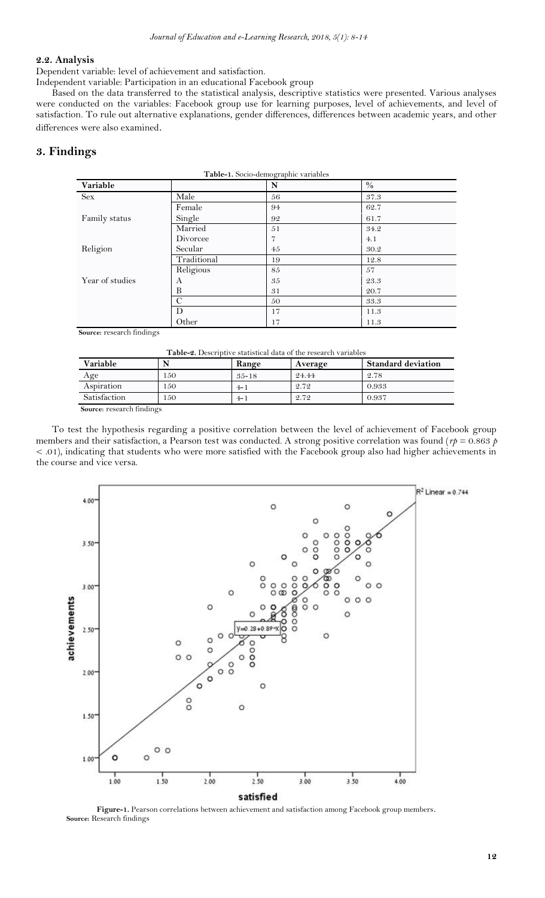### 2.2. Analysis

Dependent variable: level of achievement and satisfaction.

Independent variable: Participation in an educational Facebook group

Based on the data transferred to the statistical analysis, descriptive statistics were presented. Various analyses were conducted on the variables: Facebook group use for learning purposes, level of achievements, and level of satisfaction. To rule out alternative explanations, gender differences, differences between academic years, and other differences were also examined.

## 3. Findings

**Table-1.** Socio-demographic variables

| Variable | | N | % |
|---|---|---|---|
| Sex | Male | 56 | 37.3 |
| | Female | 94 | 62.7 |
| Family status | Single | 92 | 61.7 |
| | Married | 51 | 34.2 |
| | Divorcee | 7 | 4.1 |
| Religion | Secular | 45 | 30.2 |
| | Traditional | 19 | 12.8 |
| | Religious | 85 | 57 |
| Year of studies | A | 35 | 23.3 |
| | B | 31 | 20.7 |
| | C | 50 | 33.3 |
| | D | 17 | 11.3 |
| | Other | 17 | 11.3 |

**Source:** research findings

**Table-2.** Descriptive statistical data of the research variables

| Variable | N | Range | Average | Standard deviation |
|---|---|---|---|---|
| Age | 150 | 35-18 | 24.44 | 2.78 |
| Aspiration | 150 | 4-1 | 2.72 | 0.933 |
| Satisfaction | 150 | 4-1 | 2.72 | 0.937 |

**Source:** research findings

To test the hypothesis regarding a positive correlation between the level of achievement of Facebook group members and their satisfaction, a Pearson test was conducted. A strong positive correlation was found ($rp = 0.863$ $p < .01$), indicating that students who were more satisfied with the Facebook group also had higher achievements in the course and vice versa.

**Figure-1.** Pearson correlations between achievement and satisfaction among Facebook group members.

**Source:** Research findings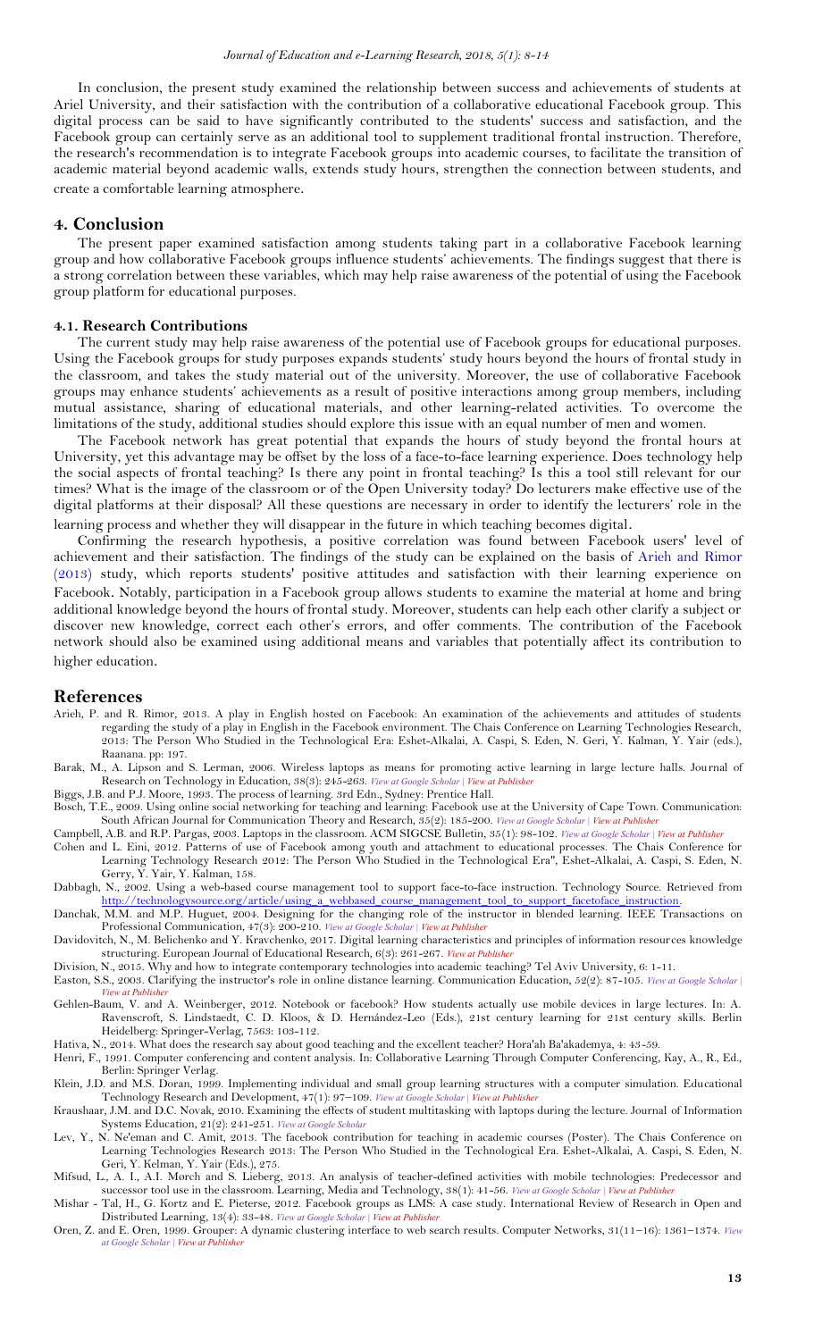In conclusion, the present study examined the relationship between success and achievements of students at Ariel University, and their satisfaction with the contribution of a collaborative educational Facebook group. This digital process can be said to have significantly contributed to the students' success and satisfaction, and the Facebook group can certainly serve as an additional tool to supplement traditional frontal instruction. Therefore, the research's recommendation is to integrate Facebook groups into academic courses, to facilitate the transition of academic material beyond academic walls, extends study hours, strengthen the connection between students, and create a comfortable learning atmosphere.

## 4. Conclusion

The present paper examined satisfaction among students taking part in a collaborative Facebook learning group and how collaborative Facebook groups influence students' achievements. The findings suggest that there is a strong correlation between these variables, which may help raise awareness of the potential of using the Facebook group platform for educational purposes.

### 4.1. Research Contributions

The current study may help raise awareness of the potential use of Facebook groups for educational purposes. Using the Facebook groups for study purposes expands students' study hours beyond the hours of frontal study in the classroom, and takes the study material out of the university. Moreover, the use of collaborative Facebook groups may enhance students' achievements as a result of positive interactions among group members, including mutual assistance, sharing of educational materials, and other learning-related activities. To overcome the limitations of the study, additional studies should explore this issue with an equal number of men and women.

The Facebook network has great potential that expands the hours of study beyond the frontal hours at University, yet this advantage may be offset by the loss of a face-to-face learning experience. Does technology help the social aspects of frontal teaching? Is there any point in frontal teaching? Is this a tool still relevant for our times? What is the image of the classroom or of the Open University today? Do lecturers make effective use of the digital platforms at their disposal? All these questions are necessary in order to identify the lecturers' role in the learning process and whether they will disappear in the future in which teaching becomes digital.

Confirming the research hypothesis, a positive correlation was found between Facebook users' level of achievement and their satisfaction. The findings of the study can be explained on the basis of Arieh and Rimor (2013) study, which reports students' positive attitudes and satisfaction with their learning experience on Facebook. Notably, participation in a Facebook group allows students to examine the material at home and bring additional knowledge beyond the hours of frontal study. Moreover, students can help each other clarify a subject or discover new knowledge, correct each other's errors, and offer comments. The contribution of the Facebook network should also be examined using additional means and variables that potentially affect its contribution to higher education.

# References

Arieh, P. and R. Rimor, 2013. A play in English hosted on Facebook: An examination of the achievements and attitudes of students regarding the study of a play in English in the Facebook environment. The Chais Conference on Learning Technologies Research, 2013: The Person Who Studied in the Technological Era: Eshet-Alkalai, A. Caspi, S. Eden, N. Geri, Y. Kalman, Y. Yair (eds.), Raanana. pp: 197.

Barak, M., A. Lipson and S. Lerman, 2006. Wireless laptops as means for promoting active learning in large lecture halls. Journal of Research on Technology in Education, 38(3): 245-263. *View at Google Scholar | View at Publisher*

Biggs, J.B. and P.J. Moore, 1993. The process of learning. 3rd Edn., Sydney: Prentice Hall.

Bosch, T.E., 2009. Using online social networking for teaching and learning: Facebook use at the University of Cape Town. Communication: South African Journal for Communication Theory and Research, 35(2): 185-200. *View at Google Scholar | View at Publisher*

Campbell, A.B. and R.P. Pargas, 2003. Laptops in the classroom. ACM SIGCSE Bulletin, 35(1): 98-102. *View at Google Scholar | View at Publisher*

Cohen and L. Eini, 2012. Patterns of use of Facebook among youth and attachment to educational processes. The Chais Conference for Learning Technology Research 2012: The Person Who Studied in the Technological Era", Eshet-Alkalai, A. Caspi, S. Eden, N. Gerry, Y. Yair, Y. Kalman, 158.

Dabbagh, N., 2002. Using a web-based course management tool to support face-to-face instruction. Technology Source. Retrieved from http://technologysource.org/article/using_a_webbased_course_management_tool_to_support_facetoface_instruction.

Danchak, M.M. and M.P. Huguet, 2004. Designing for the changing role of the instructor in blended learning. IEEE Transactions on Professional Communication, 47(3): 200-210. *View at Google Scholar | View at Publisher*

Davidovitch, N., M. Belichenko and Y. Kravchenko, 2017. Digital learning characteristics and principles of information resources knowledge structuring. European Journal of Educational Research, 6(3): 261-267. *View at Publisher*

Division, N., 2015. Why and how to integrate contemporary technologies into academic teaching? Tel Aviv University, 6: 1-11.

Easton, S.S., 2003. Clarifying the instructor's role in online distance learning. Communication Education, 52(2): 87-105. *View at Google Scholar | View at Publisher*

Gehlen-Baum, V. and A. Weinberger, 2012. Notebook or facebook? How students actually use mobile devices in large lectures. In: A. Ravenscroft, S. Lindstaedt, C. D. Kloos, & D. Hernández-Leo (Eds.), 21st century learning for 21st century skills. Berlin Heidelberg: Springer-Verlag, 7563: 103-112.

Hativa, N., 2014. What does the research say about good teaching and the excellent teacher? Hora'ah Ba'akademya, 4: 43-59.

Henri, F., 1991. Computer conferencing and content analysis. In: Collaborative Learning Through Computer Conferencing, Kay, A., R., Ed., Berlin: Springer Verlag.

Klein, J.D. and M.S. Doran, 1999. Implementing individual and small group learning structures with a computer simulation. Educational Technology Research and Development, 47(1): 97–109. *View at Google Scholar | View at Publisher*

Kraushaar, J.M. and D.C. Novak, 2010. Examining the effects of student multitasking with laptops during the lecture. Journal of Information Systems Education, 21(2): 241-251. *View at Google Scholar*

Lev, Y., N. Ne'eman and C. Amit, 2013. The facebook contribution for teaching in academic courses (Poster). The Chais Conference on Learning Technologies Research 2013: The Person Who Studied in the Technological Era. Eshet-Alkalai, A. Caspi, S. Eden, N. Geri, Y. Kelman, Y. Yair (Eds.), 275.

Mifsud, L., A. I., A.I. Mørch and S. Lieberg, 2013. An analysis of teacher-defined activities with mobile technologies: Predecessor and successor tool use in the classroom. Learning, Media and Technology, 38(1): 41-56. *View at Google Scholar | View at Publisher*

Mishar - Tal, H., G. Kortz and E. Pieterse, 2012. Facebook groups as LMS: A case study. International Review of Research in Open and Distributed Learning, 13(4): 33-48. *View at Google Scholar | View at Publisher*

Oren, Z. and E. Oren, 1999. Grouper: A dynamic clustering interface to web search results. Computer Networks, 31(11–16): 1361–1374. *View at Google Scholar | View at Publisher*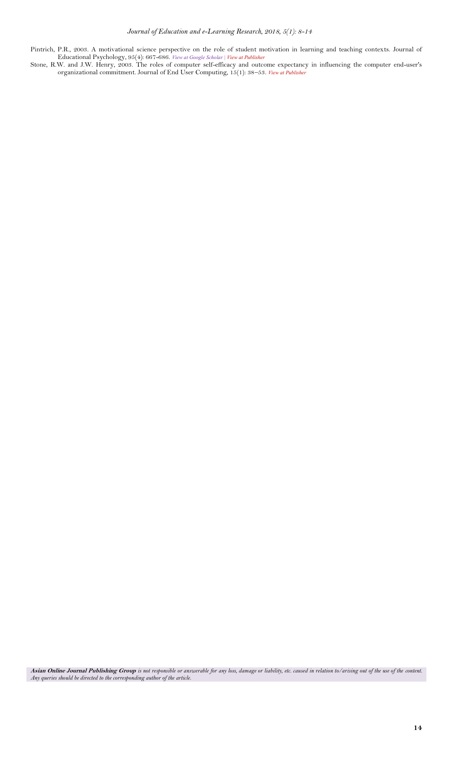Pintrich, P.R., 2003. A motivational science perspective on the role of student motivation in learning and teaching contexts. Journal of Educational Psychology, 95(4): 667-686. *View at Google Scholar | View at Publisher*

Stone, R.W. and J.W. Henry, 2003. The roles of computer self-efficacy and outcome expectancy in influencing the computer end-user's organizational commitment. Journal of End User Computing, 15(1): 38–53. *View at Publisher*

***Asian Online Journal Publishing Group** is not responsible or answerable for any loss, damage or liability, etc. caused in relation to/arising out of the use of the content. Any queries should be directed to the corresponding author of the article.*